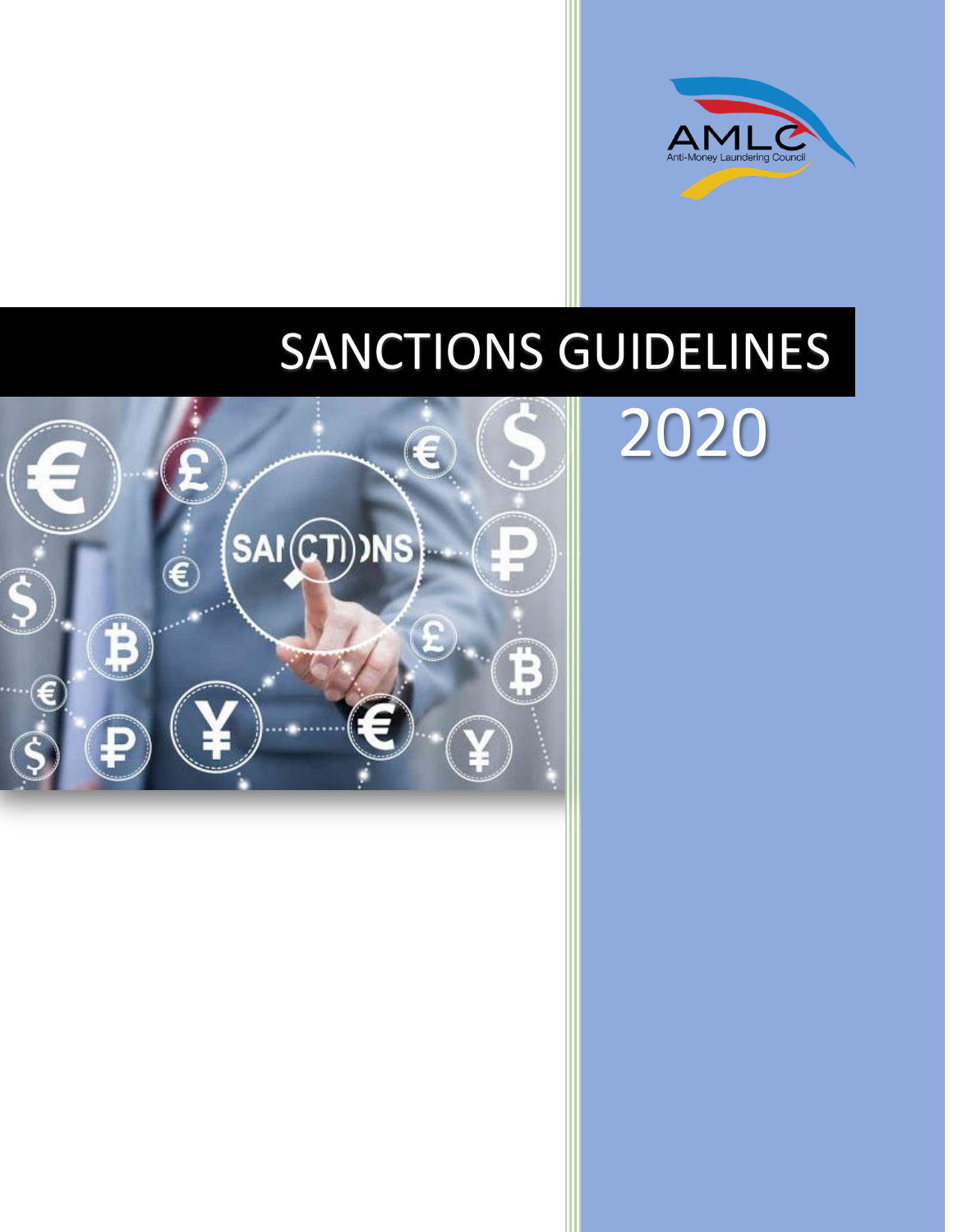AMLC
Anti-Money Laundering Council

# SANCTIONS GUIDELINES

2020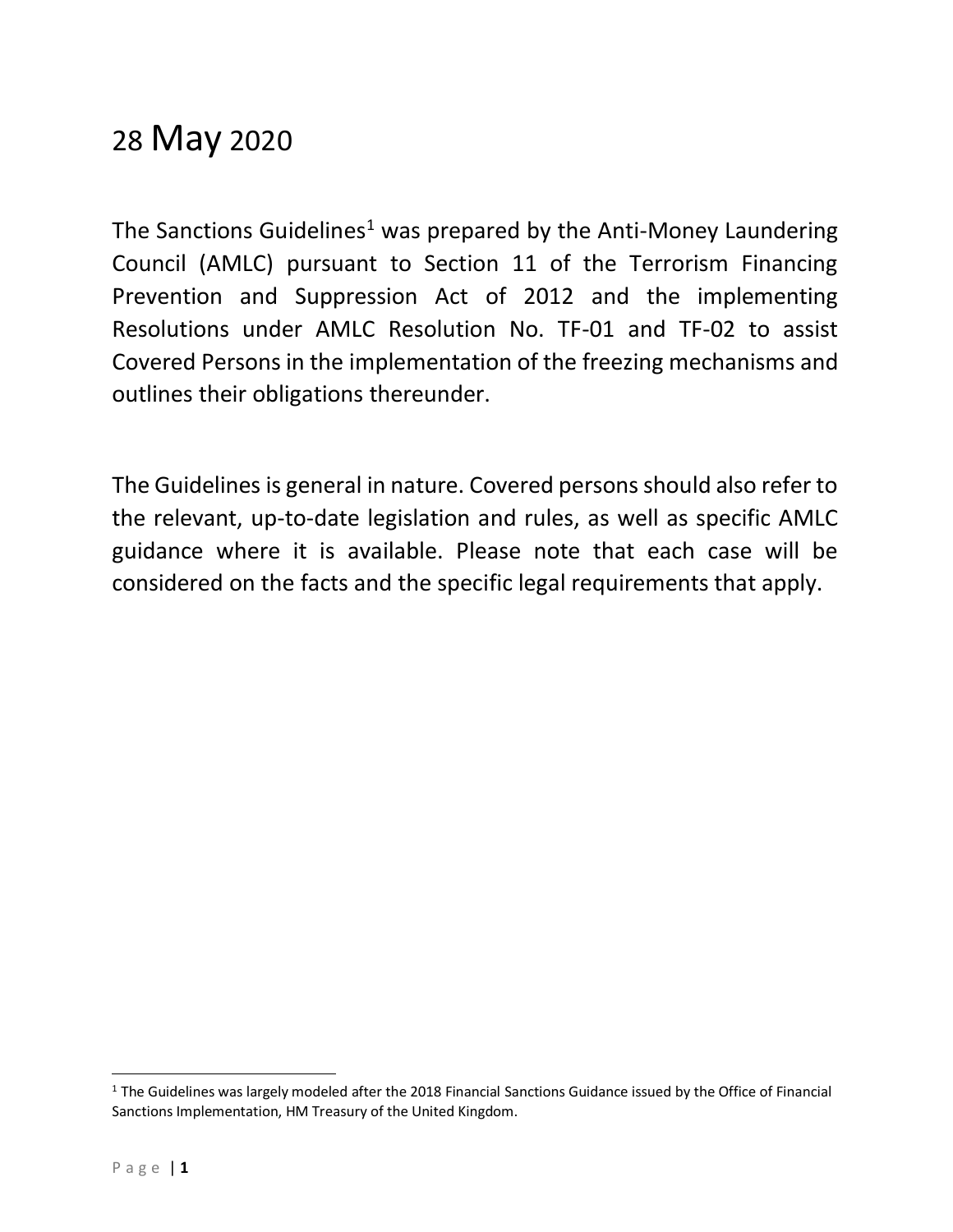# 28 May 2020

The Sanctions Guidelines[1] was prepared by the Anti-Money Laundering Council (AMLC) pursuant to Section 11 of the Terrorism Financing Prevention and Suppression Act of 2012 and the implementing Resolutions under AMLC Resolution No. TF-01 and TF-02 to assist Covered Persons in the implementation of the freezing mechanisms and outlines their obligations thereunder.

The Guidelines is general in nature. Covered persons should also refer to the relevant, up-to-date legislation and rules, as well as specific AMLC guidance where it is available. Please note that each case will be considered on the facts and the specific legal requirements that apply.

---

[1] The Guidelines was largely modeled after the 2018 Financial Sanctions Guidance issued by the Office of Financial Sanctions Implementation, HM Treasury of the United Kingdom.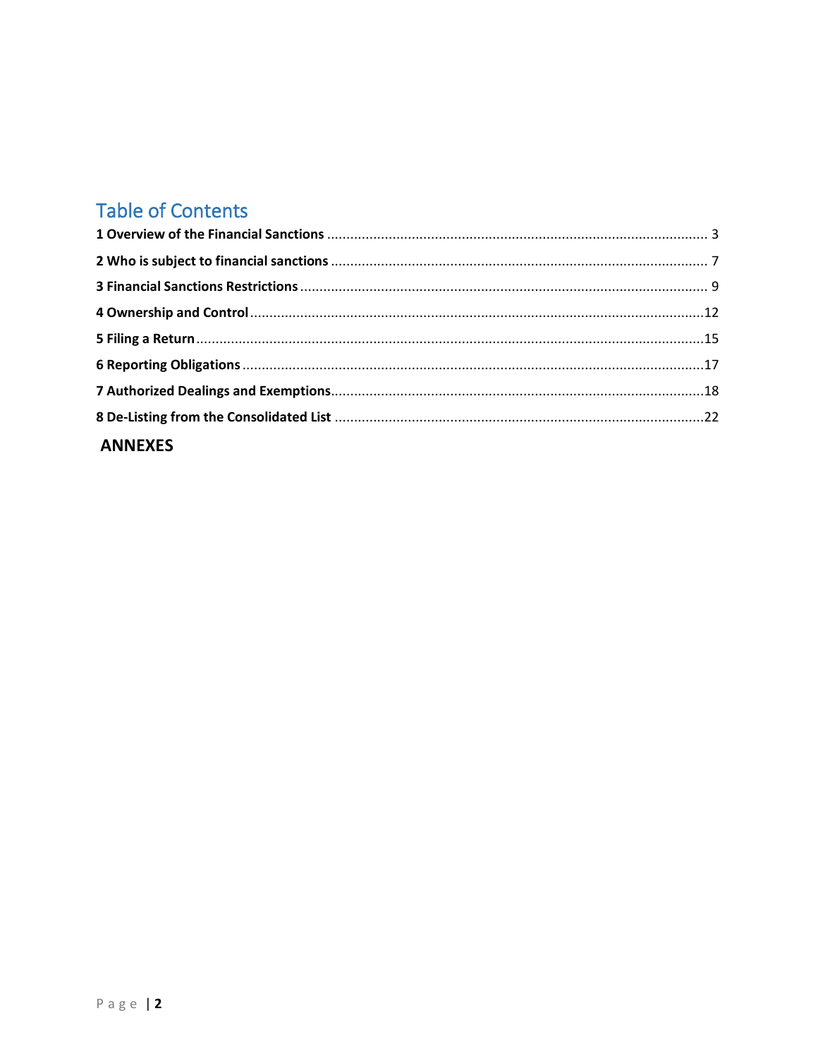# Table of Contents

**1 Overview of the Financial Sanctions** .................................................. 3

**2 Who is subject to financial sanctions** .................................................. 7

**3 Financial Sanctions Restrictions** .................................................. 9

**4 Ownership and Control** .................................................. 12

**5 Filing a Return** .................................................. 15

**6 Reporting Obligations** .................................................. 17

**7 Authorized Dealings and Exemptions** .................................................. 18

**8 De-Listing from the Consolidated List** .................................................. 22

**ANNEXES**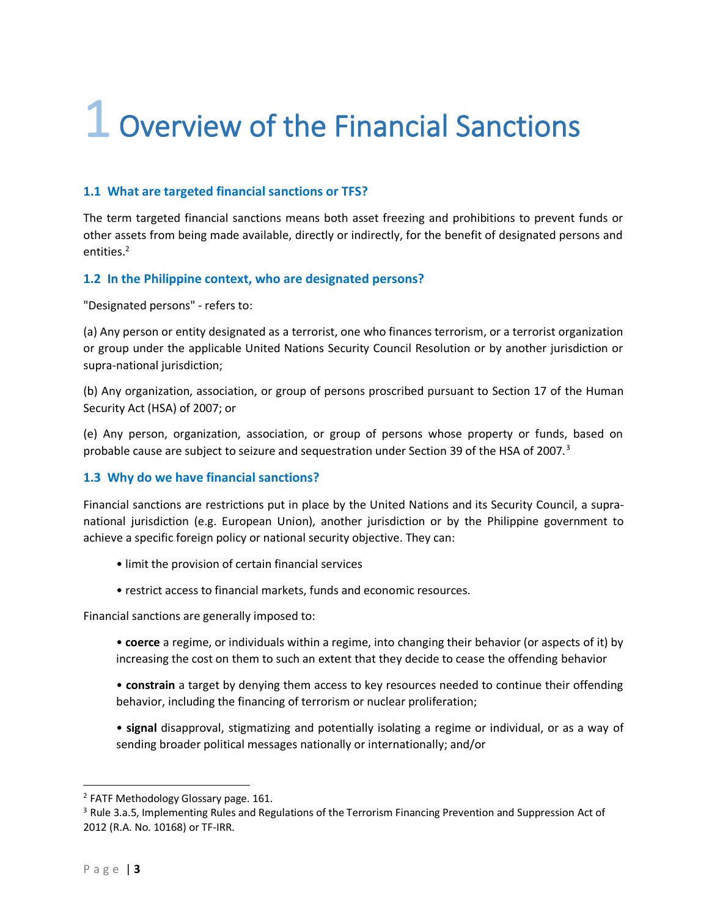# 1 Overview of the Financial Sanctions

### 1.1 What are targeted financial sanctions or TFS?

The term targeted financial sanctions means both asset freezing and prohibitions to prevent funds or other assets from being made available, directly or indirectly, for the benefit of designated persons and entities.[2]

### 1.2 In the Philippine context, who are designated persons?

"Designated persons" - refers to:

(a) Any person or entity designated as a terrorist, one who finances terrorism, or a terrorist organization or group under the applicable United Nations Security Council Resolution or by another jurisdiction or supra-national jurisdiction;

(b) Any organization, association, or group of persons proscribed pursuant to Section 17 of the Human Security Act (HSA) of 2007; or

(e) Any person, organization, association, or group of persons whose property or funds, based on probable cause are subject to seizure and sequestration under Section 39 of the HSA of 2007.[3]

### 1.3 Why do we have financial sanctions?

Financial sanctions are restrictions put in place by the United Nations and its Security Council, a supra-national jurisdiction (e.g. European Union), another jurisdiction or by the Philippine government to achieve a specific foreign policy or national security objective. They can:

- limit the provision of certain financial services
- restrict access to financial markets, funds and economic resources.

Financial sanctions are generally imposed to:

- **coerce** a regime, or individuals within a regime, into changing their behavior (or aspects of it) by increasing the cost on them to such an extent that they decide to cease the offending behavior
- **constrain** a target by denying them access to key resources needed to continue their offending behavior, including the financing of terrorism or nuclear proliferation;
- **signal** disapproval, stigmatizing and potentially isolating a regime or individual, or as a way of sending broader political messages nationally or internationally; and/or

---

[2] FATF Methodology Glossary page. 161.

[3] Rule 3.a.5, Implementing Rules and Regulations of the Terrorism Financing Prevention and Suppression Act of 2012 (R.A. No. 10168) or TF-IRR.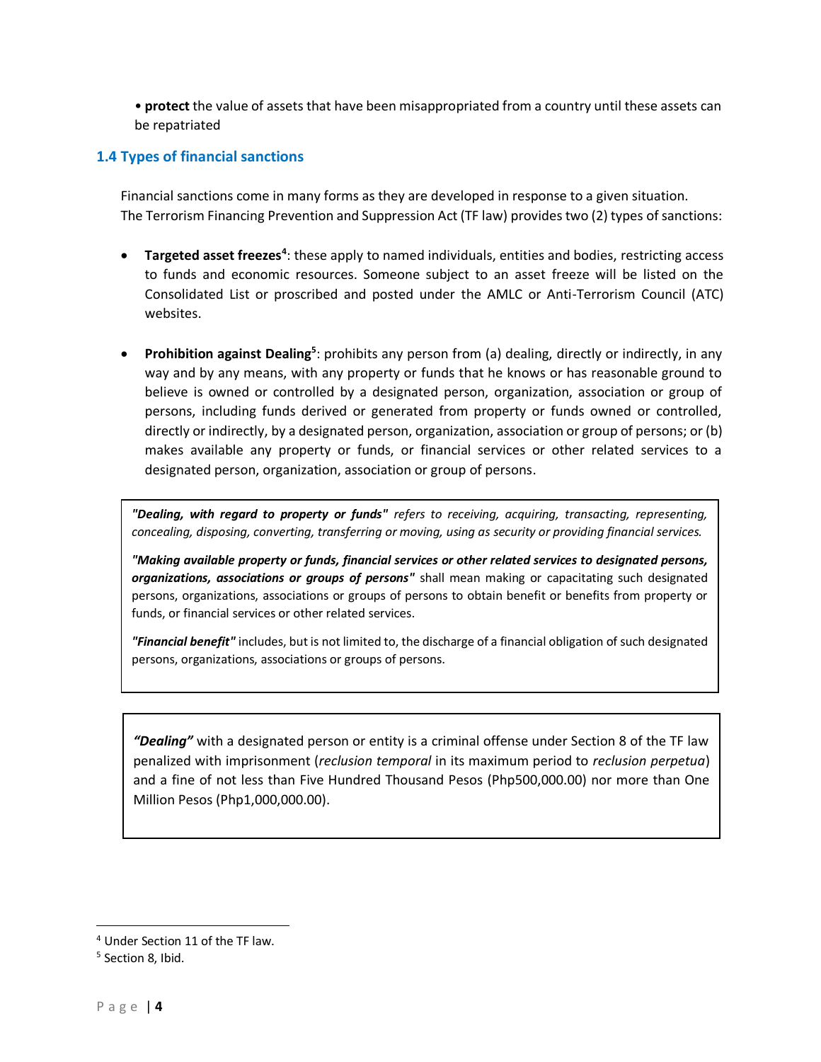• **protect** the value of assets that have been misappropriated from a country until these assets can be repatriated

### 1.4 Types of financial sanctions

Financial sanctions come in many forms as they are developed in response to a given situation. The Terrorism Financing Prevention and Suppression Act (TF law) provides two (2) types of sanctions:

- **Targeted asset freezes**[4]: these apply to named individuals, entities and bodies, restricting access to funds and economic resources. Someone subject to an asset freeze will be listed on the Consolidated List or proscribed and posted under the AMLC or Anti-Terrorism Council (ATC) websites.

- **Prohibition against Dealing**[5]: prohibits any person from (a) dealing, directly or indirectly, in any way and by any means, with any property or funds that he knows or has reasonable ground to believe is owned or controlled by a designated person, organization, association or group of persons, including funds derived or generated from property or funds owned or controlled, directly or indirectly, by a designated person, organization, association or group of persons; or (b) makes available any property or funds, or financial services or other related services to a designated person, organization, association or group of persons.

> ***"Dealing, with regard to property or funds"*** *refers to receiving, acquiring, transacting, representing, concealing, disposing, converting, transferring or moving, using as security or providing financial services.*
>
> ***"Making available property or funds, financial services or other related services to designated persons, organizations, associations or groups of persons"*** shall mean making or capacitating such designated persons, organizations, associations or groups of persons to obtain benefit or benefits from property or funds, or financial services or other related services.
>
> ***"Financial benefit"*** includes, but is not limited to, the discharge of a financial obligation of such designated persons, organizations, associations or groups of persons.

> ***"Dealing"*** with a designated person or entity is a criminal offense under Section 8 of the TF law penalized with imprisonment (*reclusion temporal* in its maximum period to *reclusion perpetua*) and a fine of not less than Five Hundred Thousand Pesos (Php500,000.00) nor more than One Million Pesos (Php1,000,000.00).

---

[4] Under Section 11 of the TF law.

[5] Section 8, Ibid.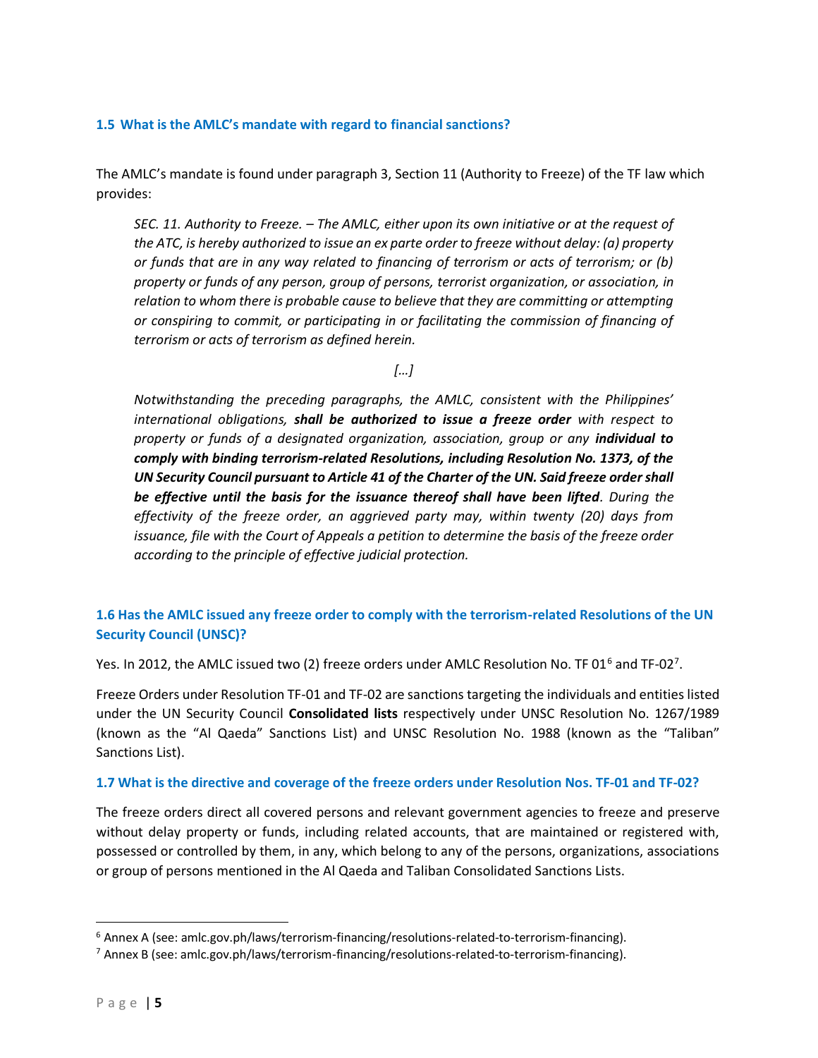### 1.5 What is the AMLC's mandate with regard to financial sanctions?

The AMLC's mandate is found under paragraph 3, Section 11 (Authority to Freeze) of the TF law which provides:

> *SEC. 11. Authority to Freeze. – The AMLC, either upon its own initiative or at the request of the ATC, is hereby authorized to issue an ex parte order to freeze without delay: (a) property or funds that are in any way related to financing of terrorism or acts of terrorism; or (b) property or funds of any person, group of persons, terrorist organization, or association, in relation to whom there is probable cause to believe that they are committing or attempting or conspiring to commit, or participating in or facilitating the commission of financing of terrorism or acts of terrorism as defined herein.*
>
> *[…]*
>
> *Notwithstanding the preceding paragraphs, the AMLC, consistent with the Philippines' international obligations,* ***shall be authorized to issue a freeze order*** *with respect to property or funds of a designated organization, association, group or any* ***individual to comply with binding terrorism-related Resolutions, including Resolution No. 1373, of the UN Security Council pursuant to Article 41 of the Charter of the UN. Said freeze order shall be effective until the basis for the issuance thereof shall have been lifted****. During the effectivity of the freeze order, an aggrieved party may, within twenty (20) days from issuance, file with the Court of Appeals a petition to determine the basis of the freeze order according to the principle of effective judicial protection.*

### 1.6 Has the AMLC issued any freeze order to comply with the terrorism-related Resolutions of the UN Security Council (UNSC)?

Yes. In 2012, the AMLC issued two (2) freeze orders under AMLC Resolution No. TF 01[6] and TF-02[7].

Freeze Orders under Resolution TF-01 and TF-02 are sanctions targeting the individuals and entities listed under the UN Security Council **Consolidated lists** respectively under UNSC Resolution No. 1267/1989 (known as the "Al Qaeda" Sanctions List) and UNSC Resolution No. 1988 (known as the "Taliban" Sanctions List).

### 1.7 What is the directive and coverage of the freeze orders under Resolution Nos. TF-01 and TF-02?

The freeze orders direct all covered persons and relevant government agencies to freeze and preserve without delay property or funds, including related accounts, that are maintained or registered with, possessed or controlled by them, in any, which belong to any of the persons, organizations, associations or group of persons mentioned in the Al Qaeda and Taliban Consolidated Sanctions Lists.

---

[6] Annex A (see: amlc.gov.ph/laws/terrorism-financing/resolutions-related-to-terrorism-financing).

[7] Annex B (see: amlc.gov.ph/laws/terrorism-financing/resolutions-related-to-terrorism-financing).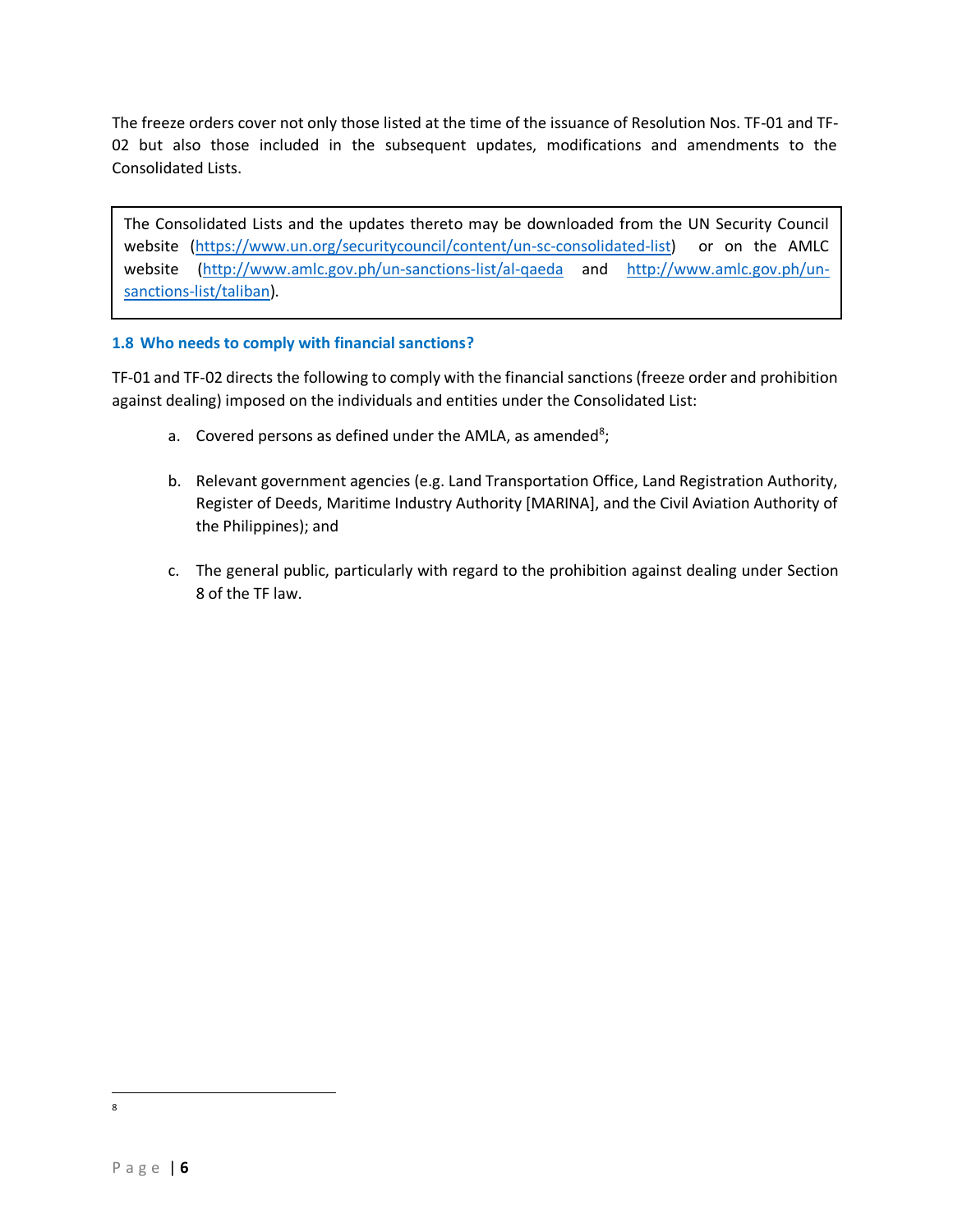The freeze orders cover not only those listed at the time of the issuance of Resolution Nos. TF-01 and TF-02 but also those included in the subsequent updates, modifications and amendments to the Consolidated Lists.

> The Consolidated Lists and the updates thereto may be downloaded from the UN Security Council website (https://www.un.org/securitycouncil/content/un-sc-consolidated-list) or on the AMLC website (http://www.amlc.gov.ph/un-sanctions-list/al-qaeda and http://www.amlc.gov.ph/un-sanctions-list/taliban).

### 1.8 Who needs to comply with financial sanctions?

TF-01 and TF-02 directs the following to comply with the financial sanctions (freeze order and prohibition against dealing) imposed on the individuals and entities under the Consolidated List:

a. Covered persons as defined under the AMLA, as amended[8];

b. Relevant government agencies (e.g. Land Transportation Office, Land Registration Authority, Register of Deeds, Maritime Industry Authority [MARINA], and the Civil Aviation Authority of the Philippines); and

c. The general public, particularly with regard to the prohibition against dealing under Section 8 of the TF law.

---

[8]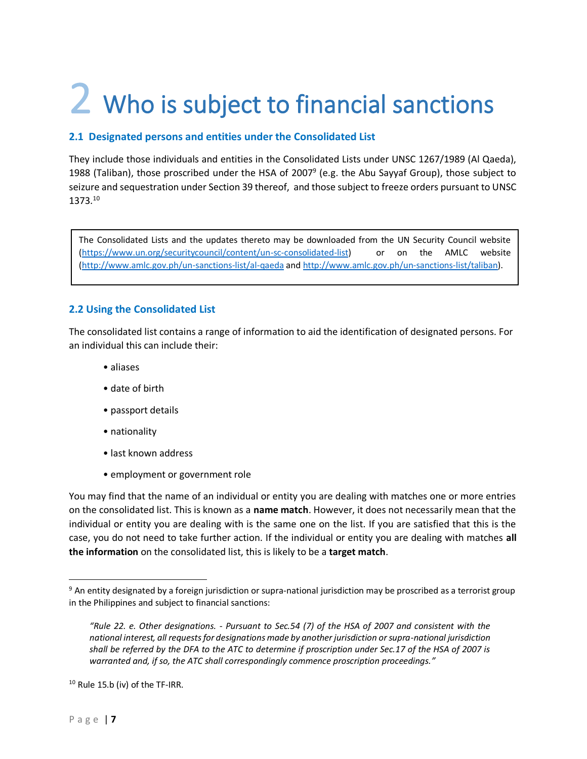# 2 Who is subject to financial sanctions

## 2.1 Designated persons and entities under the Consolidated List

They include those individuals and entities in the Consolidated Lists under UNSC 1267/1989 (Al Qaeda), 1988 (Taliban), those proscribed under the HSA of 2007[9] (e.g. the Abu Sayyaf Group), those subject to seizure and sequestration under Section 39 thereof, and those subject to freeze orders pursuant to UNSC 1373.[10]

> The Consolidated Lists and the updates thereto may be downloaded from the UN Security Council website (https://www.un.org/securitycouncil/content/un-sc-consolidated-list) or on the AMLC website (http://www.amlc.gov.ph/un-sanctions-list/al-qaeda and http://www.amlc.gov.ph/un-sanctions-list/taliban).

## 2.2 Using the Consolidated List

The consolidated list contains a range of information to aid the identification of designated persons. For an individual this can include their:

- aliases
- date of birth
- passport details
- nationality
- last known address
- employment or government role

You may find that the name of an individual or entity you are dealing with matches one or more entries on the consolidated list. This is known as a **name match**. However, it does not necessarily mean that the individual or entity you are dealing with is the same one on the list. If you are satisfied that this is the case, you do not need to take further action. If the individual or entity you are dealing with matches **all the information** on the consolidated list, this is likely to be a **target match**.

---

[9] An entity designated by a foreign jurisdiction or supra-national jurisdiction may be proscribed as a terrorist group in the Philippines and subject to financial sanctions:

> *"Rule 22. e. Other designations. - Pursuant to Sec.54 (7) of the HSA of 2007 and consistent with the national interest, all requests for designations made by another jurisdiction or supra-national jurisdiction shall be referred by the DFA to the ATC to determine if proscription under Sec.17 of the HSA of 2007 is warranted and, if so, the ATC shall correspondingly commence proscription proceedings."*

[10] Rule 15.b (iv) of the TF-IRR.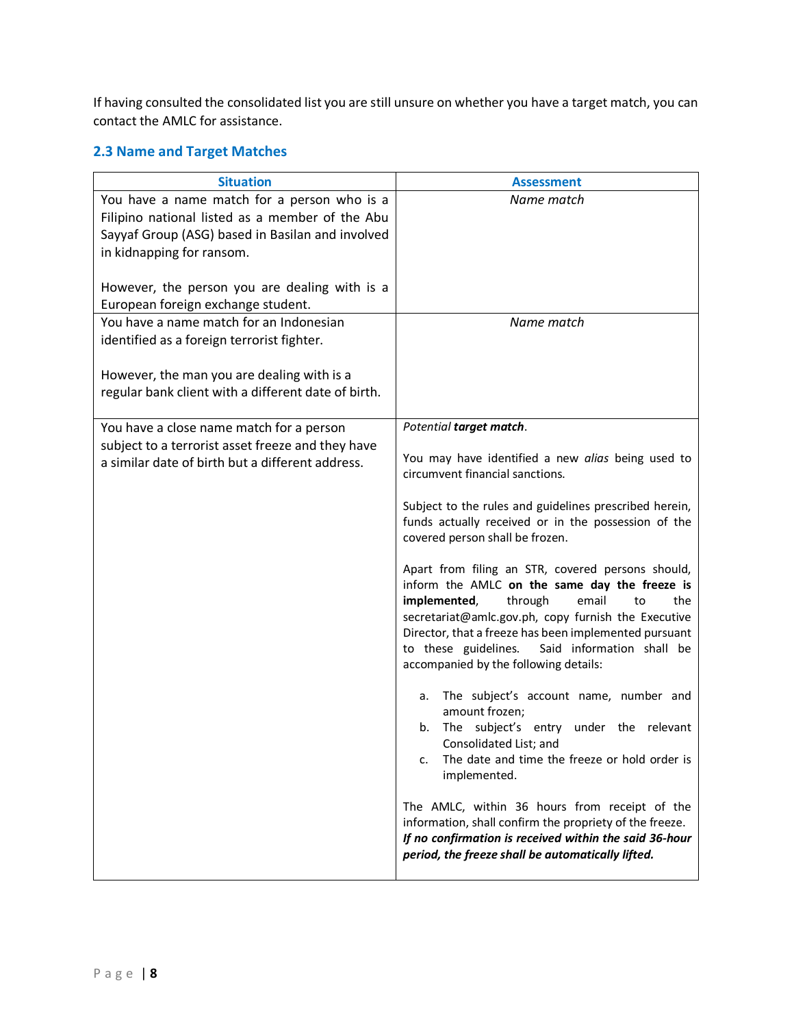If having consulted the consolidated list you are still unsure on whether you have a target match, you can contact the AMLC for assistance.

### 2.3 Name and Target Matches

| Situation | Assessment |
|---|---|
| You have a name match for a person who is a Filipino national listed as a member of the Abu Sayyaf Group (ASG) based in Basilan and involved in kidnapping for ransom.<br><br>However, the person you are dealing with is a European foreign exchange student. | *Name match* |
| You have a name match for an Indonesian identified as a foreign terrorist fighter.<br><br>However, the man you are dealing with is a regular bank client with a different date of birth. | *Name match* |
| You have a close name match for a person subject to a terrorist asset freeze and they have a similar date of birth but a different address. | *Potential* ***target match***.<br><br>You may have identified a new *alias* being used to circumvent financial sanctions.<br><br>Subject to the rules and guidelines prescribed herein, funds actually received or in the possession of the covered person shall be frozen.<br><br>Apart from filing an STR, covered persons should, inform the AMLC **on the same day the freeze is implemented**, through email to the secretariat@amlc.gov.ph, copy furnish the Executive Director, that a freeze has been implemented pursuant to these guidelines. Said information shall be accompanied by the following details:<br><br>a. The subject's account name, number and amount frozen;<br>b. The subject's entry under the relevant Consolidated List; and<br>c. The date and time the freeze or hold order is implemented.<br><br>The AMLC, within 36 hours from receipt of the information, shall confirm the propriety of the freeze. ***If no confirmation is received within the said 36-hour period, the freeze shall be automatically lifted.*** |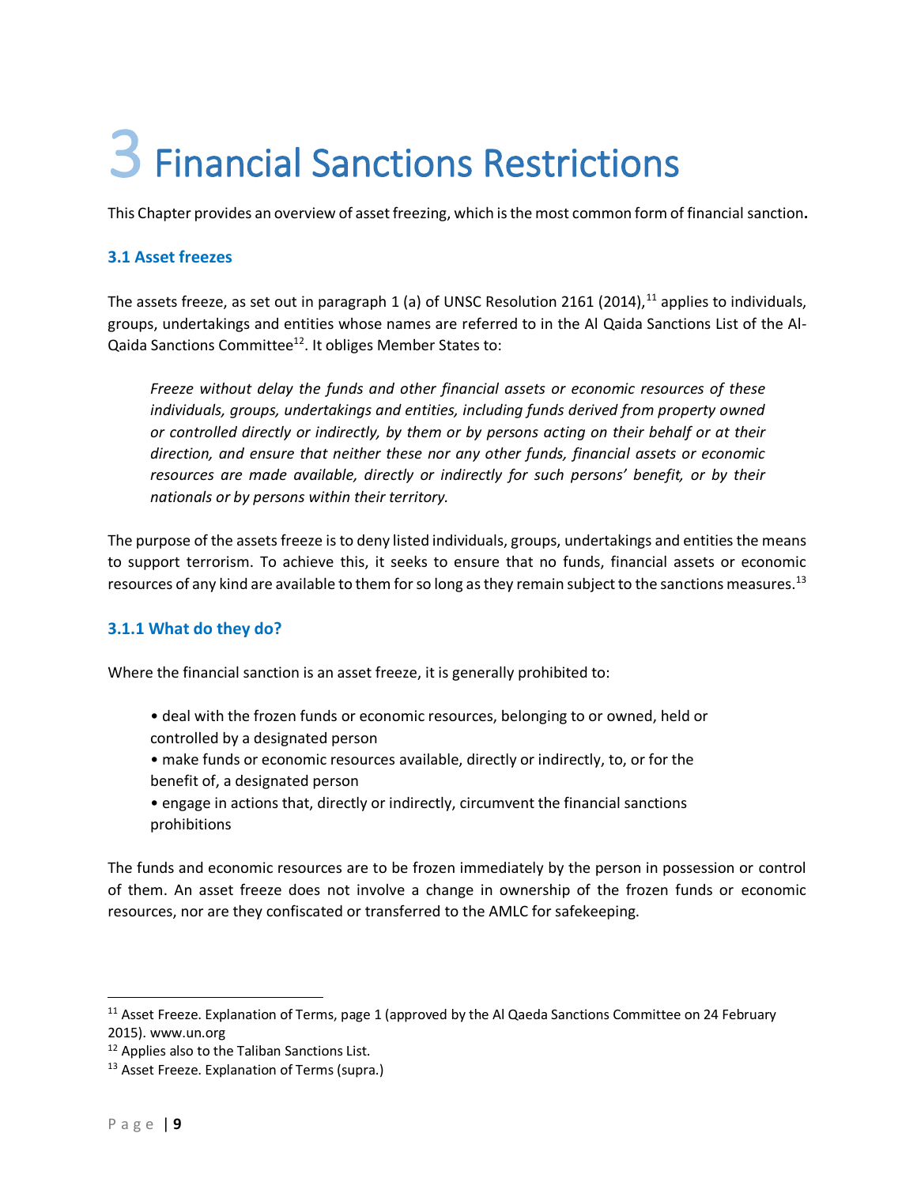# 3 Financial Sanctions Restrictions

This Chapter provides an overview of asset freezing, which is the most common form of financial sanction**.**

### 3.1 Asset freezes

The assets freeze, as set out in paragraph 1 (a) of UNSC Resolution 2161 (2014),[11] applies to individuals, groups, undertakings and entities whose names are referred to in the Al Qaida Sanctions List of the Al-Qaida Sanctions Committee[12]. It obliges Member States to:

> *Freeze without delay the funds and other financial assets or economic resources of these individuals, groups, undertakings and entities, including funds derived from property owned or controlled directly or indirectly, by them or by persons acting on their behalf or at their direction, and ensure that neither these nor any other funds, financial assets or economic resources are made available, directly or indirectly for such persons' benefit, or by their nationals or by persons within their territory.*

The purpose of the assets freeze is to deny listed individuals, groups, undertakings and entities the means to support terrorism. To achieve this, it seeks to ensure that no funds, financial assets or economic resources of any kind are available to them for so long as they remain subject to the sanctions measures.[13]

### 3.1.1 What do they do?

Where the financial sanction is an asset freeze, it is generally prohibited to:

- deal with the frozen funds or economic resources, belonging to or owned, held or controlled by a designated person
- make funds or economic resources available, directly or indirectly, to, or for the benefit of, a designated person
- engage in actions that, directly or indirectly, circumvent the financial sanctions prohibitions

The funds and economic resources are to be frozen immediately by the person in possession or control of them. An asset freeze does not involve a change in ownership of the frozen funds or economic resources, nor are they confiscated or transferred to the AMLC for safekeeping.

---

[11] Asset Freeze. Explanation of Terms, page 1 (approved by the Al Qaeda Sanctions Committee on 24 February 2015). www.un.org

[12] Applies also to the Taliban Sanctions List.

[13] Asset Freeze. Explanation of Terms (supra.)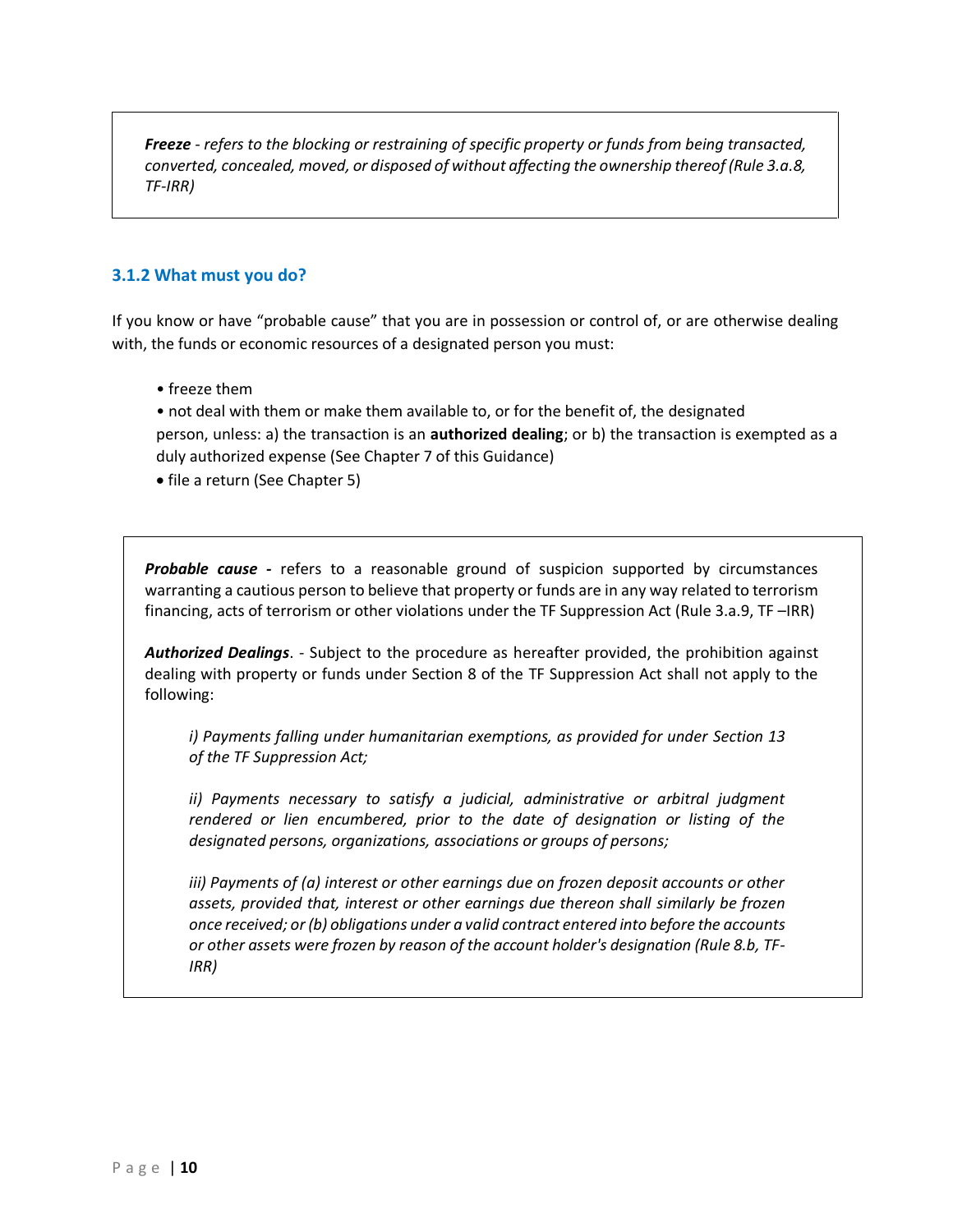***Freeze*** *- refers to the blocking or restraining of specific property or funds from being transacted, converted, concealed, moved, or disposed of without affecting the ownership thereof (Rule 3.a.8, TF-IRR)*

### 3.1.2 What must you do?

If you know or have "probable cause" that you are in possession or control of, or are otherwise dealing with, the funds or economic resources of a designated person you must:

- freeze them
- not deal with them or make them available to, or for the benefit of, the designated person, unless: a) the transaction is an **authorized dealing**; or b) the transaction is exempted as a duly authorized expense (See Chapter 7 of this Guidance)
- file a return (See Chapter 5)

***Probable cause*** **-** refers to a reasonable ground of suspicion supported by circumstances warranting a cautious person to believe that property or funds are in any way related to terrorism financing, acts of terrorism or other violations under the TF Suppression Act (Rule 3.a.9, TF –IRR)

***Authorized Dealings***. - Subject to the procedure as hereafter provided, the prohibition against dealing with property or funds under Section 8 of the TF Suppression Act shall not apply to the following:

*i) Payments falling under humanitarian exemptions, as provided for under Section 13 of the TF Suppression Act;*

*ii) Payments necessary to satisfy a judicial, administrative or arbitral judgment rendered or lien encumbered, prior to the date of designation or listing of the designated persons, organizations, associations or groups of persons;*

*iii) Payments of (a) interest or other earnings due on frozen deposit accounts or other assets, provided that, interest or other earnings due thereon shall similarly be frozen once received; or (b) obligations under a valid contract entered into before the accounts or other assets were frozen by reason of the account holder's designation (Rule 8.b, TF-IRR)*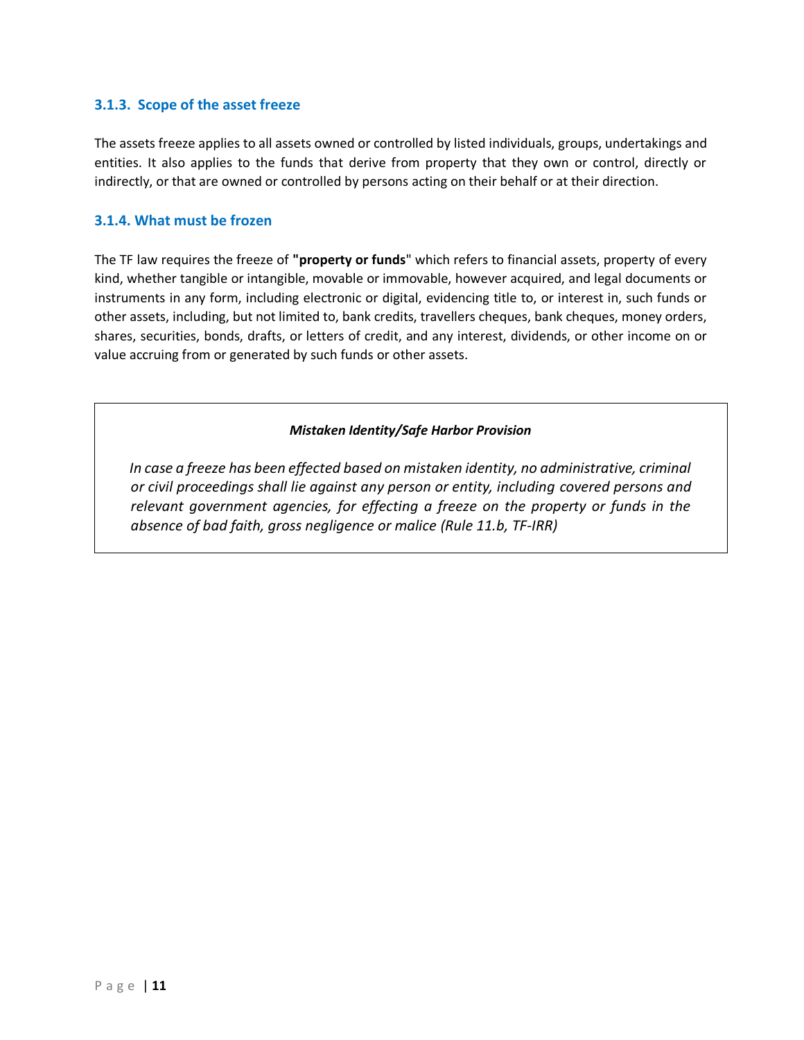### 3.1.3. Scope of the asset freeze

The assets freeze applies to all assets owned or controlled by listed individuals, groups, undertakings and entities. It also applies to the funds that derive from property that they own or control, directly or indirectly, or that are owned or controlled by persons acting on their behalf or at their direction.

### 3.1.4. What must be frozen

The TF law requires the freeze of **"property or funds**" which refers to financial assets, property of every kind, whether tangible or intangible, movable or immovable, however acquired, and legal documents or instruments in any form, including electronic or digital, evidencing title to, or interest in, such funds or other assets, including, but not limited to, bank credits, travellers cheques, bank cheques, money orders, shares, securities, bonds, drafts, or letters of credit, and any interest, dividends, or other income on or value accruing from or generated by such funds or other assets.

> ***Mistaken Identity/Safe Harbor Provision***
>
> *In case a freeze has been effected based on mistaken identity, no administrative, criminal or civil proceedings shall lie against any person or entity, including covered persons and relevant government agencies, for effecting a freeze on the property or funds in the absence of bad faith, gross negligence or malice (Rule 11.b, TF-IRR)*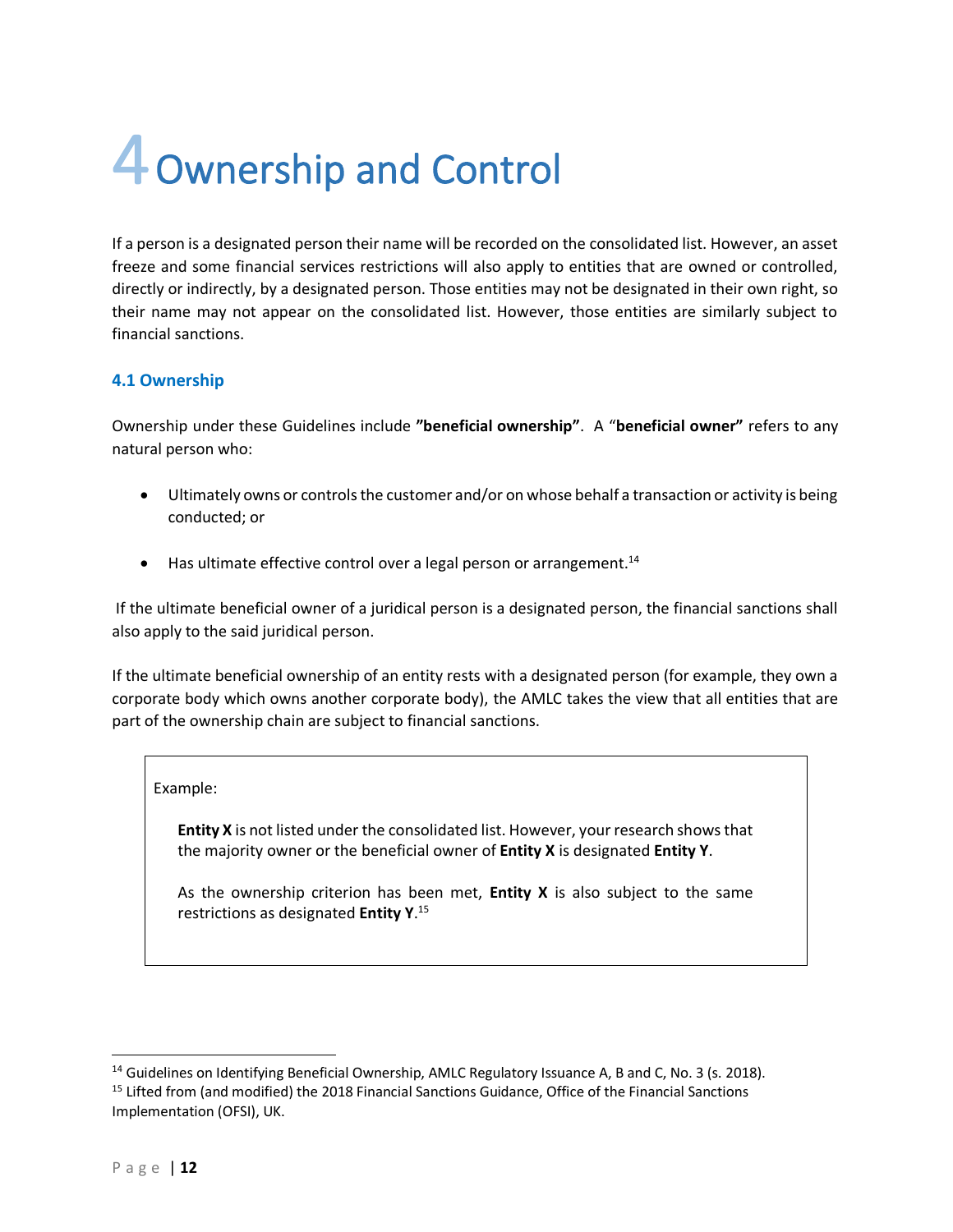# 4 Ownership and Control

If a person is a designated person their name will be recorded on the consolidated list. However, an asset freeze and some financial services restrictions will also apply to entities that are owned or controlled, directly or indirectly, by a designated person. Those entities may not be designated in their own right, so their name may not appear on the consolidated list. However, those entities are similarly subject to financial sanctions.

### 4.1 Ownership

Ownership under these Guidelines include **"beneficial ownership"**. A "**beneficial owner"** refers to any natural person who:

- Ultimately owns or controls the customer and/or on whose behalf a transaction or activity is being conducted; or
- Has ultimate effective control over a legal person or arrangement.[14]

If the ultimate beneficial owner of a juridical person is a designated person, the financial sanctions shall also apply to the said juridical person.

If the ultimate beneficial ownership of an entity rests with a designated person (for example, they own a corporate body which owns another corporate body), the AMLC takes the view that all entities that are part of the ownership chain are subject to financial sanctions.

> Example:
>
> **Entity X** is not listed under the consolidated list. However, your research shows that the majority owner or the beneficial owner of **Entity X** is designated **Entity Y**.
>
> As the ownership criterion has been met, **Entity X** is also subject to the same restrictions as designated **Entity Y**.[15]

---

[14] Guidelines on Identifying Beneficial Ownership, AMLC Regulatory Issuance A, B and C, No. 3 (s. 2018).

[15] Lifted from (and modified) the 2018 Financial Sanctions Guidance, Office of the Financial Sanctions Implementation (OFSI), UK.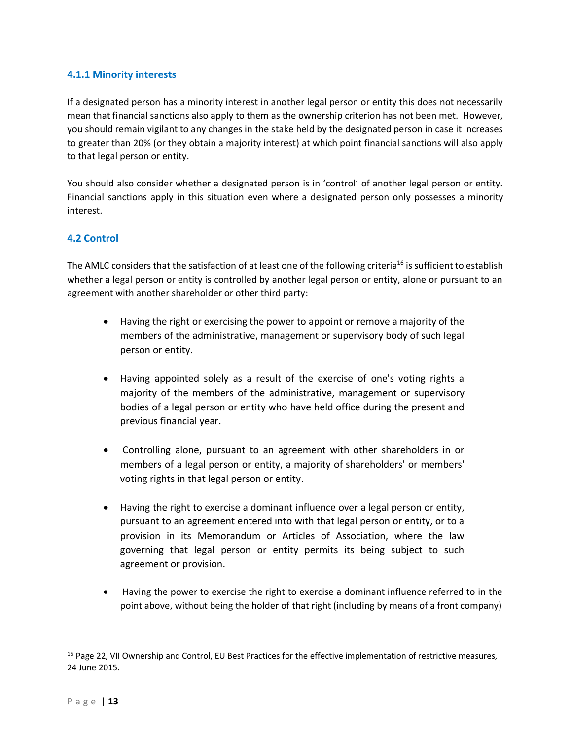### 4.1.1 Minority interests

If a designated person has a minority interest in another legal person or entity this does not necessarily mean that financial sanctions also apply to them as the ownership criterion has not been met. However, you should remain vigilant to any changes in the stake held by the designated person in case it increases to greater than 20% (or they obtain a majority interest) at which point financial sanctions will also apply to that legal person or entity.

You should also consider whether a designated person is in 'control' of another legal person or entity. Financial sanctions apply in this situation even where a designated person only possesses a minority interest.

## 4.2 Control

The AMLC considers that the satisfaction of at least one of the following criteria[16] is sufficient to establish whether a legal person or entity is controlled by another legal person or entity, alone or pursuant to an agreement with another shareholder or other third party:

- Having the right or exercising the power to appoint or remove a majority of the members of the administrative, management or supervisory body of such legal person or entity.
- Having appointed solely as a result of the exercise of one's voting rights a majority of the members of the administrative, management or supervisory bodies of a legal person or entity who have held office during the present and previous financial year.
- Controlling alone, pursuant to an agreement with other shareholders in or members of a legal person or entity, a majority of shareholders' or members' voting rights in that legal person or entity.
- Having the right to exercise a dominant influence over a legal person or entity, pursuant to an agreement entered into with that legal person or entity, or to a provision in its Memorandum or Articles of Association, where the law governing that legal person or entity permits its being subject to such agreement or provision.
- Having the power to exercise the right to exercise a dominant influence referred to in the point above, without being the holder of that right (including by means of a front company)

[16] Page 22, VII Ownership and Control, EU Best Practices for the effective implementation of restrictive measures, 24 June 2015.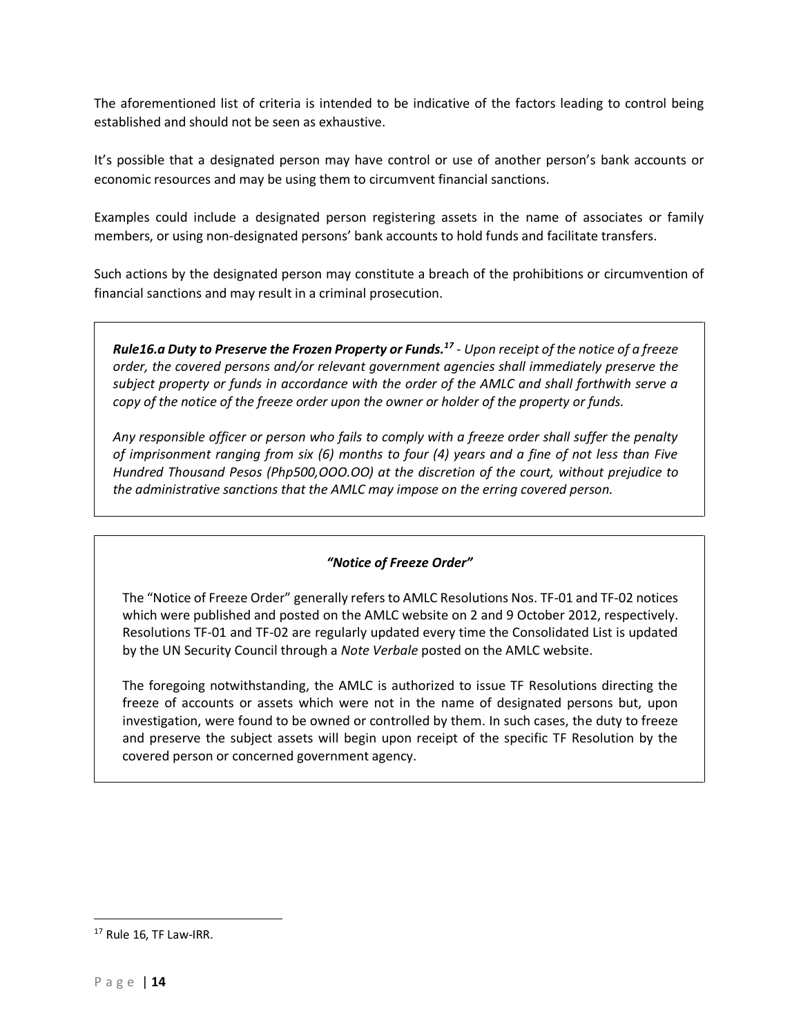The aforementioned list of criteria is intended to be indicative of the factors leading to control being established and should not be seen as exhaustive.

It's possible that a designated person may have control or use of another person's bank accounts or economic resources and may be using them to circumvent financial sanctions.

Examples could include a designated person registering assets in the name of associates or family members, or using non-designated persons' bank accounts to hold funds and facilitate transfers.

Such actions by the designated person may constitute a breach of the prohibitions or circumvention of financial sanctions and may result in a criminal prosecution.

> ***Rule16.a Duty to Preserve the Frozen Property or Funds.***[17] *- Upon receipt of the notice of a freeze order, the covered persons and/or relevant government agencies shall immediately preserve the subject property or funds in accordance with the order of the AMLC and shall forthwith serve a copy of the notice of the freeze order upon the owner or holder of the property or funds.*
>
> *Any responsible officer or person who fails to comply with a freeze order shall suffer the penalty of imprisonment ranging from six (6) months to four (4) years and a fine of not less than Five Hundred Thousand Pesos (Php500,OOO.OO) at the discretion of the court, without prejudice to the administrative sanctions that the AMLC may impose on the erring covered person.*

> ***"Notice of Freeze Order"***
>
> The "Notice of Freeze Order" generally refers to AMLC Resolutions Nos. TF-01 and TF-02 notices which were published and posted on the AMLC website on 2 and 9 October 2012, respectively. Resolutions TF-01 and TF-02 are regularly updated every time the Consolidated List is updated by the UN Security Council through a *Note Verbale* posted on the AMLC website.
>
> The foregoing notwithstanding, the AMLC is authorized to issue TF Resolutions directing the freeze of accounts or assets which were not in the name of designated persons but, upon investigation, were found to be owned or controlled by them. In such cases, the duty to freeze and preserve the subject assets will begin upon receipt of the specific TF Resolution by the covered person or concerned government agency.

[17] Rule 16, TF Law-IRR.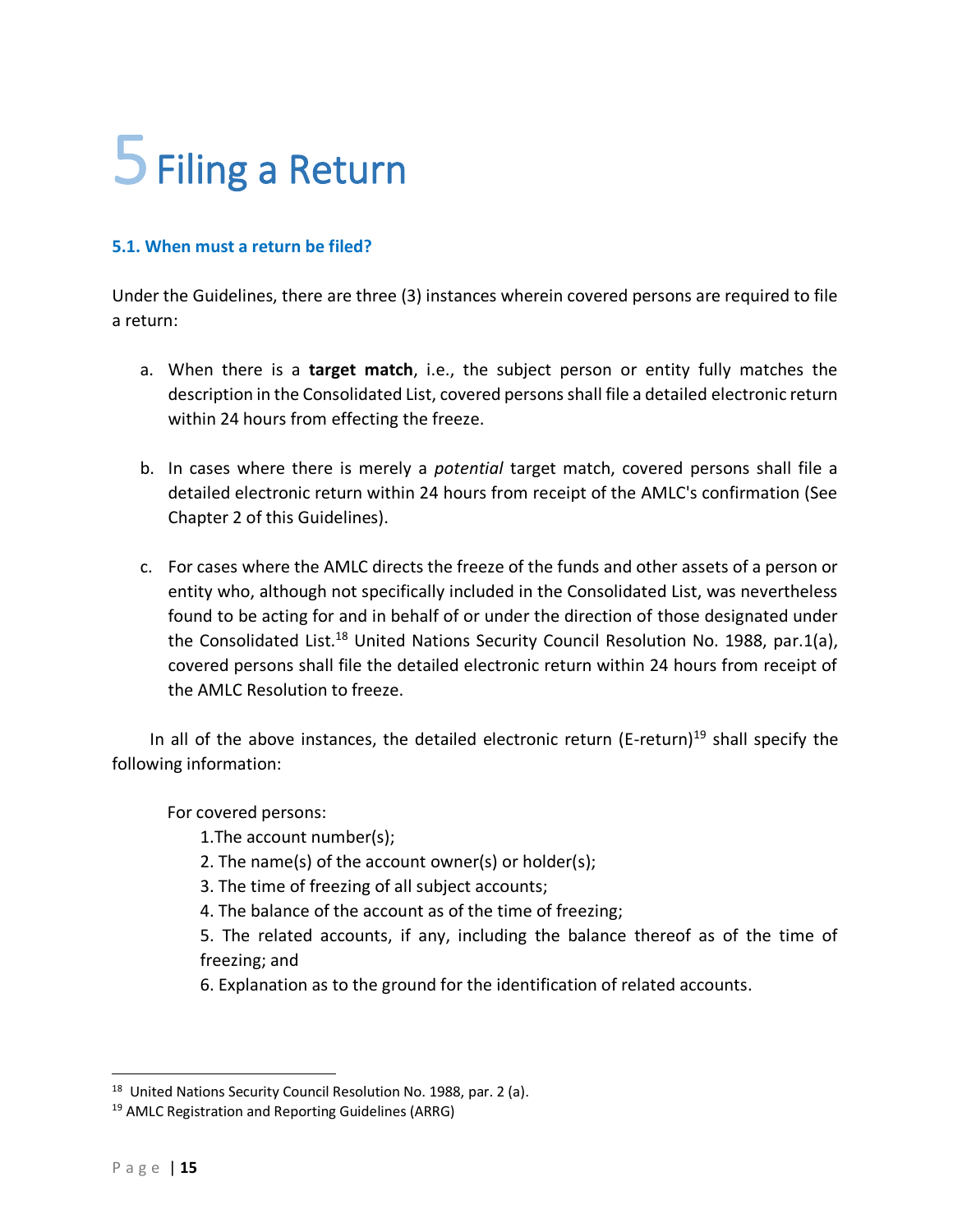# 5 Filing a Return

### 5.1. When must a return be filed?

Under the Guidelines, there are three (3) instances wherein covered persons are required to file a return:

a. When there is a **target match**, i.e., the subject person or entity fully matches the description in the Consolidated List, covered persons shall file a detailed electronic return within 24 hours from effecting the freeze.

b. In cases where there is merely a *potential* target match, covered persons shall file a detailed electronic return within 24 hours from receipt of the AMLC's confirmation (See Chapter 2 of this Guidelines).

c. For cases where the AMLC directs the freeze of the funds and other assets of a person or entity who, although not specifically included in the Consolidated List, was nevertheless found to be acting for and in behalf of or under the direction of those designated under the Consolidated List.[18] United Nations Security Council Resolution No. 1988, par.1(a), covered persons shall file the detailed electronic return within 24 hours from receipt of the AMLC Resolution to freeze.

In all of the above instances, the detailed electronic return (E-return)[19] shall specify the following information:

For covered persons:

1. The account number(s);
2. The name(s) of the account owner(s) or holder(s);
3. The time of freezing of all subject accounts;
4. The balance of the account as of the time of freezing;
5. The related accounts, if any, including the balance thereof as of the time of freezing; and
6. Explanation as to the ground for the identification of related accounts.

---

[18] United Nations Security Council Resolution No. 1988, par. 2 (a).

[19] AMLC Registration and Reporting Guidelines (ARRG)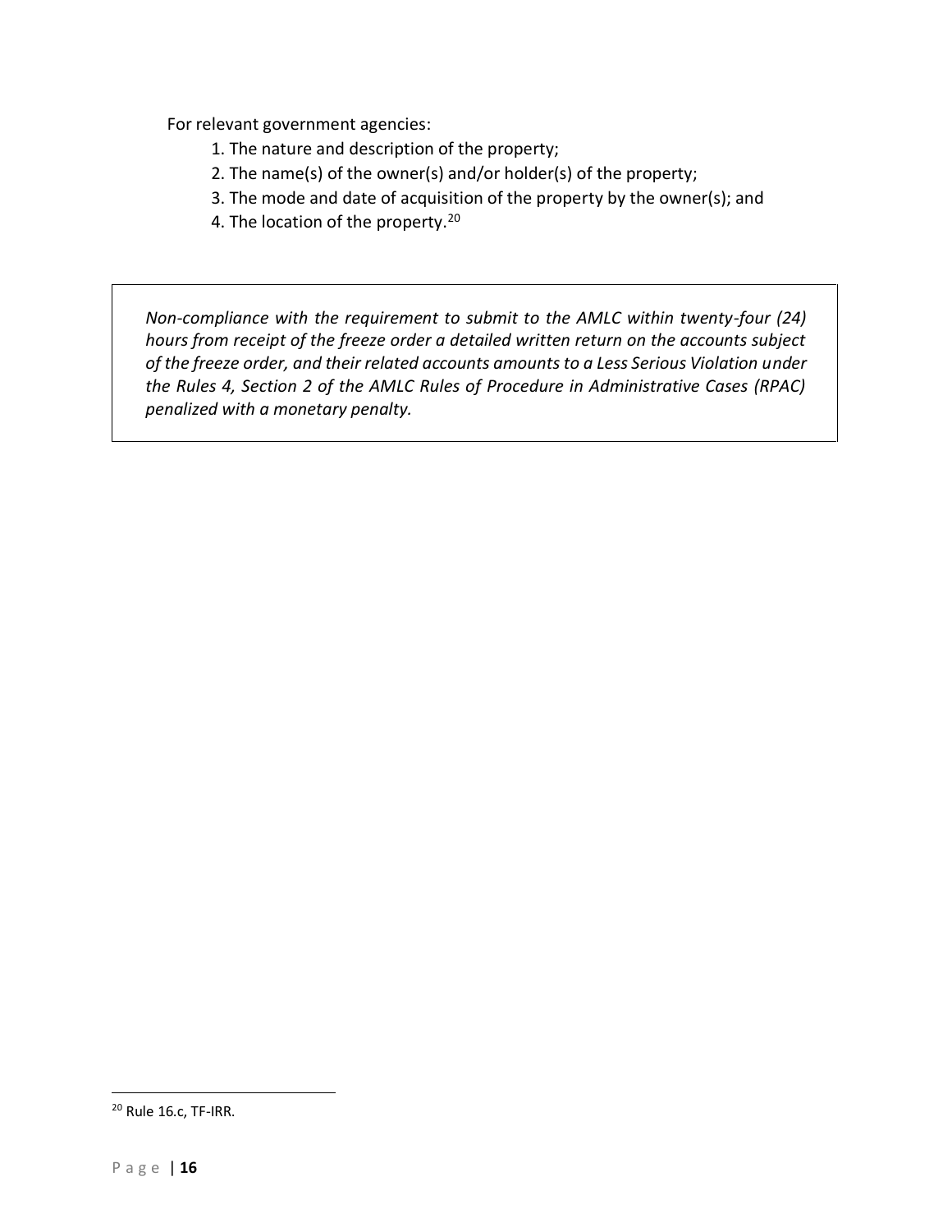For relevant government agencies:

1. The nature and description of the property;
2. The name(s) of the owner(s) and/or holder(s) of the property;
3. The mode and date of acquisition of the property by the owner(s); and
4. The location of the property.[20]

> *Non-compliance with the requirement to submit to the AMLC within twenty-four (24) hours from receipt of the freeze order a detailed written return on the accounts subject of the freeze order, and their related accounts amounts to a Less Serious Violation under the Rules 4, Section 2 of the AMLC Rules of Procedure in Administrative Cases (RPAC) penalized with a monetary penalty.*

[20] Rule 16.c, TF-IRR.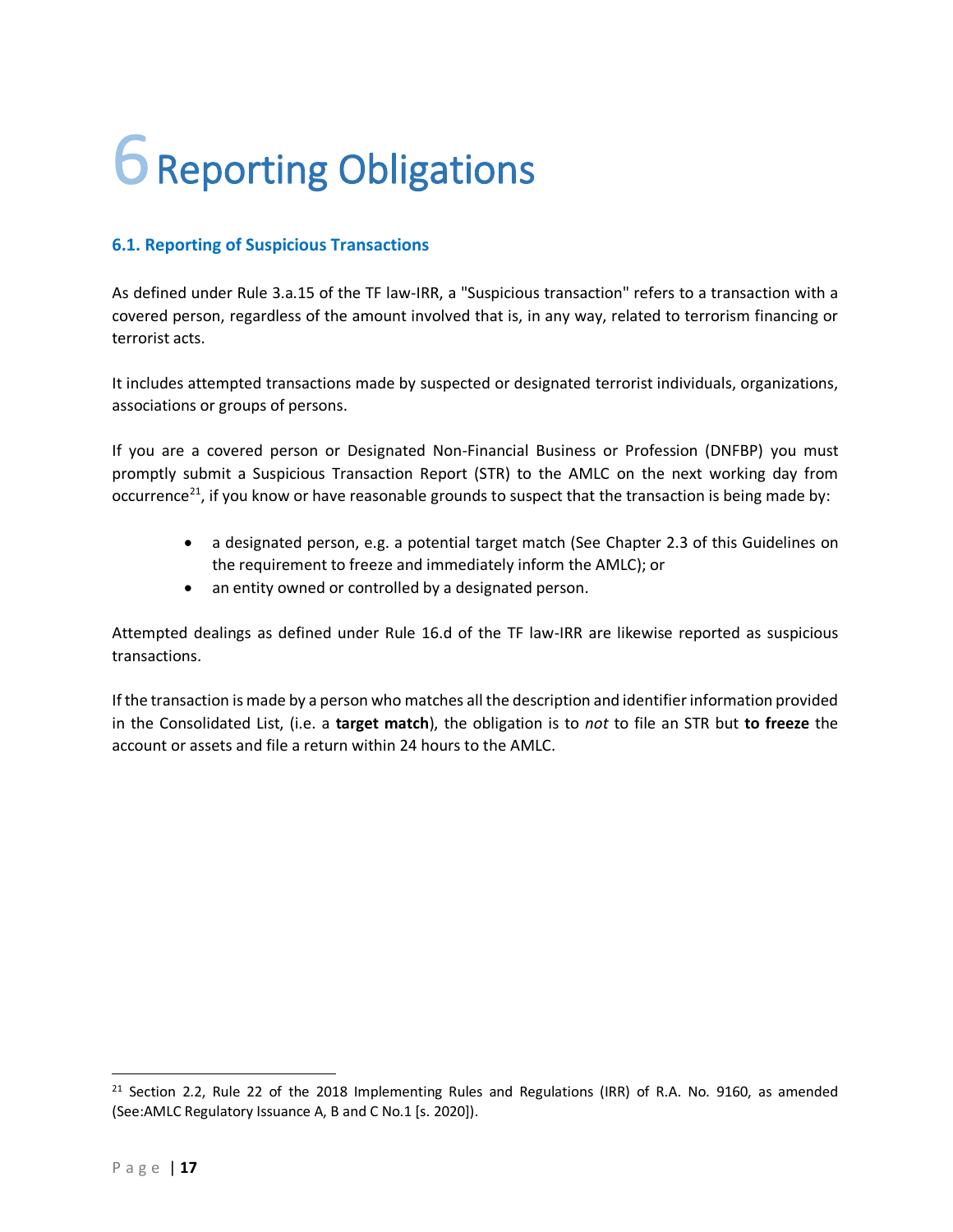# 6 Reporting Obligations

## 6.1. Reporting of Suspicious Transactions

As defined under Rule 3.a.15 of the TF law-IRR, a "Suspicious transaction" refers to a transaction with a covered person, regardless of the amount involved that is, in any way, related to terrorism financing or terrorist acts.

It includes attempted transactions made by suspected or designated terrorist individuals, organizations, associations or groups of persons.

If you are a covered person or Designated Non-Financial Business or Profession (DNFBP) you must promptly submit a Suspicious Transaction Report (STR) to the AMLC on the next working day from occurrence[21], if you know or have reasonable grounds to suspect that the transaction is being made by:

- a designated person, e.g. a potential target match (See Chapter 2.3 of this Guidelines on the requirement to freeze and immediately inform the AMLC); or
- an entity owned or controlled by a designated person.

Attempted dealings as defined under Rule 16.d of the TF law-IRR are likewise reported as suspicious transactions.

If the transaction is made by a person who matches all the description and identifier information provided in the Consolidated List, (i.e. a **target match**), the obligation is to *not* to file an STR but **to freeze** the account or assets and file a return within 24 hours to the AMLC.

---

[21] Section 2.2, Rule 22 of the 2018 Implementing Rules and Regulations (IRR) of R.A. No. 9160, as amended (See:AMLC Regulatory Issuance A, B and C No.1 [s. 2020]).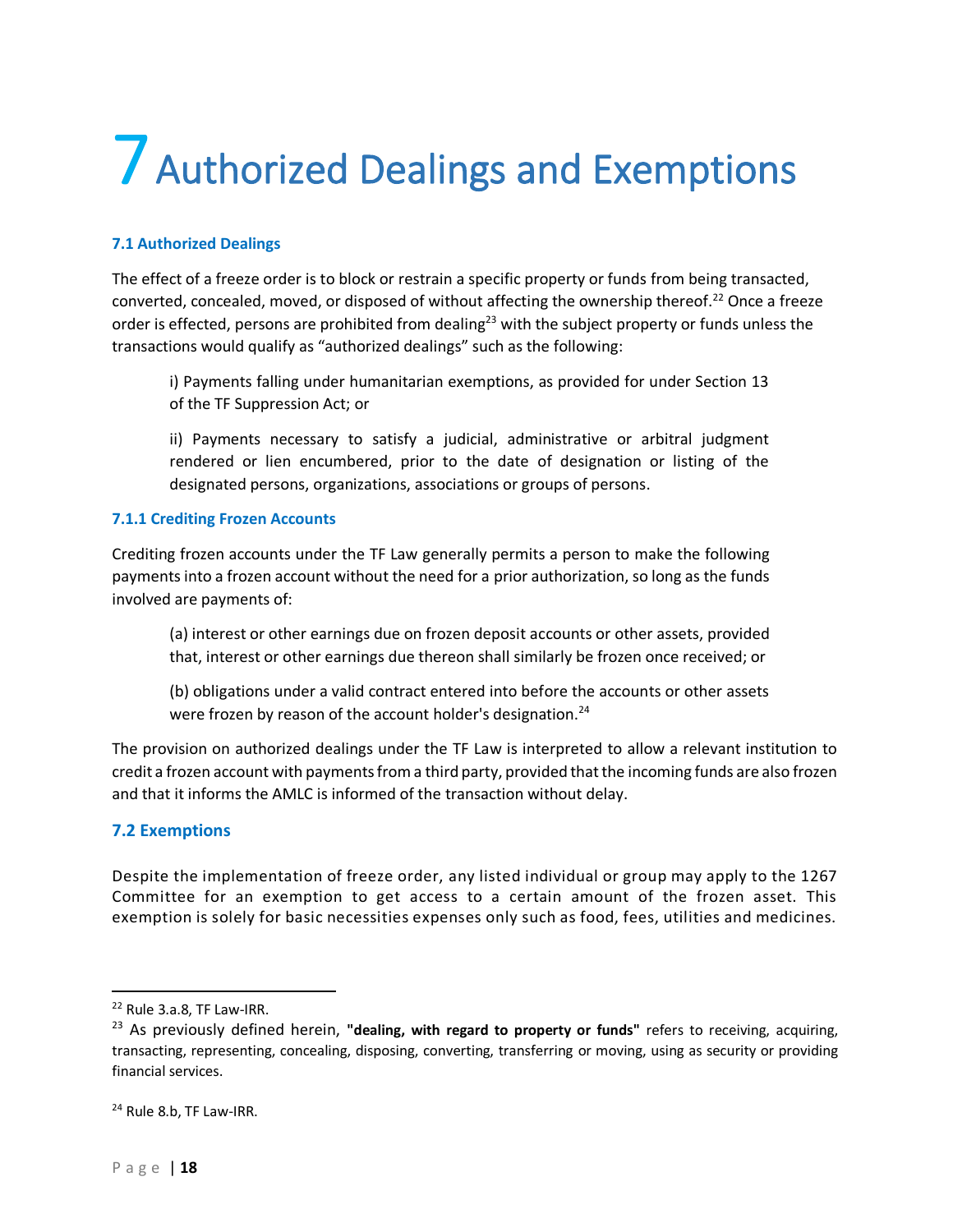# 7 Authorized Dealings and Exemptions

### 7.1 Authorized Dealings

The effect of a freeze order is to block or restrain a specific property or funds from being transacted, converted, concealed, moved, or disposed of without affecting the ownership thereof.[22] Once a freeze order is effected, persons are prohibited from dealing[23] with the subject property or funds unless the transactions would qualify as "authorized dealings" such as the following:

> i) Payments falling under humanitarian exemptions, as provided for under Section 13 of the TF Suppression Act; or
>
> ii) Payments necessary to satisfy a judicial, administrative or arbitral judgment rendered or lien encumbered, prior to the date of designation or listing of the designated persons, organizations, associations or groups of persons.

#### 7.1.1 Crediting Frozen Accounts

Crediting frozen accounts under the TF Law generally permits a person to make the following payments into a frozen account without the need for a prior authorization, so long as the funds involved are payments of:

> (a) interest or other earnings due on frozen deposit accounts or other assets, provided that, interest or other earnings due thereon shall similarly be frozen once received; or
>
> (b) obligations under a valid contract entered into before the accounts or other assets were frozen by reason of the account holder's designation.[24]

The provision on authorized dealings under the TF Law is interpreted to allow a relevant institution to credit a frozen account with payments from a third party, provided that the incoming funds are also frozen and that it informs the AMLC is informed of the transaction without delay.

### 7.2 Exemptions

Despite the implementation of freeze order, any listed individual or group may apply to the 1267 Committee for an exemption to get access to a certain amount of the frozen asset. This exemption is solely for basic necessities expenses only such as food, fees, utilities and medicines.

---

[22] Rule 3.a.8, TF Law-IRR.

[23] As previously defined herein, **"dealing, with regard to property or funds"** refers to receiving, acquiring, transacting, representing, concealing, disposing, converting, transferring or moving, using as security or providing financial services.

[24] Rule 8.b, TF Law-IRR.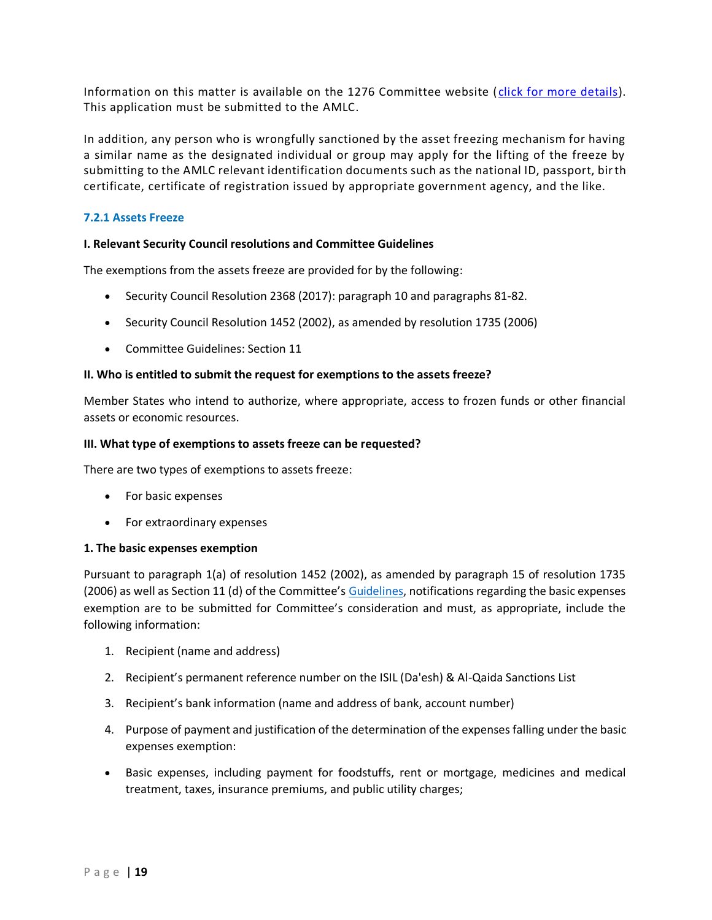Information on this matter is available on the 1276 Committee website ([click for more details](#)). This application must be submitted to the AMLC.

In addition, any person who is wrongfully sanctioned by the asset freezing mechanism for having a similar name as the designated individual or group may apply for the lifting of the freeze by submitting to the AMLC relevant identification documents such as the national ID, passport, birth certificate, certificate of registration issued by appropriate government agency, and the like.

### 7.2.1 Assets Freeze

**I. Relevant Security Council resolutions and Committee Guidelines**

The exemptions from the assets freeze are provided for by the following:

- Security Council Resolution 2368 (2017): paragraph 10 and paragraphs 81-82.
- Security Council Resolution 1452 (2002), as amended by resolution 1735 (2006)
- Committee Guidelines: Section 11

**II. Who is entitled to submit the request for exemptions to the assets freeze?**

Member States who intend to authorize, where appropriate, access to frozen funds or other financial assets or economic resources.

**III. What type of exemptions to assets freeze can be requested?**

There are two types of exemptions to assets freeze:

- For basic expenses
- For extraordinary expenses

**1. The basic expenses exemption**

Pursuant to paragraph 1(a) of resolution 1452 (2002), as amended by paragraph 15 of resolution 1735 (2006) as well as Section 11 (d) of the Committee's [Guidelines](#), notifications regarding the basic expenses exemption are to be submitted for Committee's consideration and must, as appropriate, include the following information:

1. Recipient (name and address)
2. Recipient's permanent reference number on the ISIL (Da'esh) & Al-Qaida Sanctions List
3. Recipient's bank information (name and address of bank, account number)
4. Purpose of payment and justification of the determination of the expenses falling under the basic expenses exemption:

- Basic expenses, including payment for foodstuffs, rent or mortgage, medicines and medical treatment, taxes, insurance premiums, and public utility charges;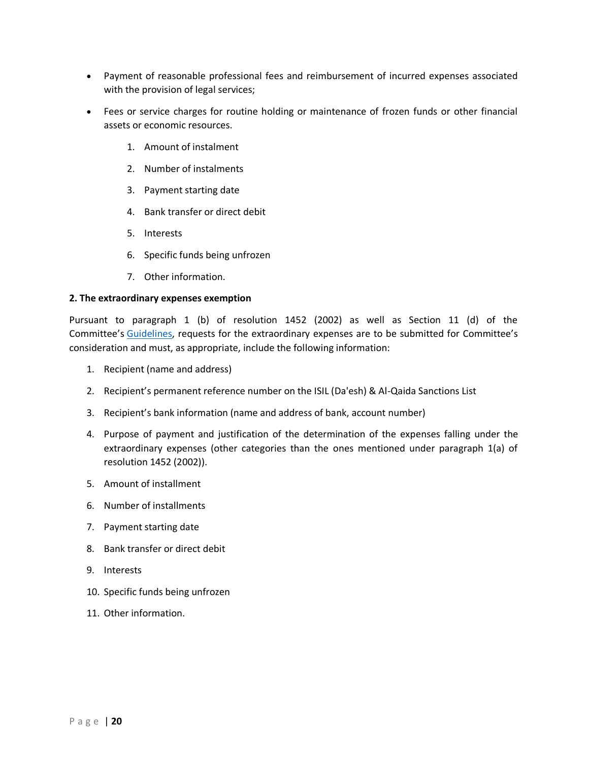- Payment of reasonable professional fees and reimbursement of incurred expenses associated with the provision of legal services;
- Fees or service charges for routine holding or maintenance of frozen funds or other financial assets or economic resources.

    1. Amount of instalment
    2. Number of instalments
    3. Payment starting date
    4. Bank transfer or direct debit
    5. Interests
    6. Specific funds being unfrozen
    7. Other information.

**2. The extraordinary expenses exemption**

Pursuant to paragraph 1 (b) of resolution 1452 (2002) as well as Section 11 (d) of the Committee's Guidelines, requests for the extraordinary expenses are to be submitted for Committee's consideration and must, as appropriate, include the following information:

1. Recipient (name and address)
2. Recipient's permanent reference number on the ISIL (Da'esh) & Al-Qaida Sanctions List
3. Recipient's bank information (name and address of bank, account number)
4. Purpose of payment and justification of the determination of the expenses falling under the extraordinary expenses (other categories than the ones mentioned under paragraph 1(a) of resolution 1452 (2002)).
5. Amount of installment
6. Number of installments
7. Payment starting date
8. Bank transfer or direct debit
9. Interests
10. Specific funds being unfrozen
11. Other information.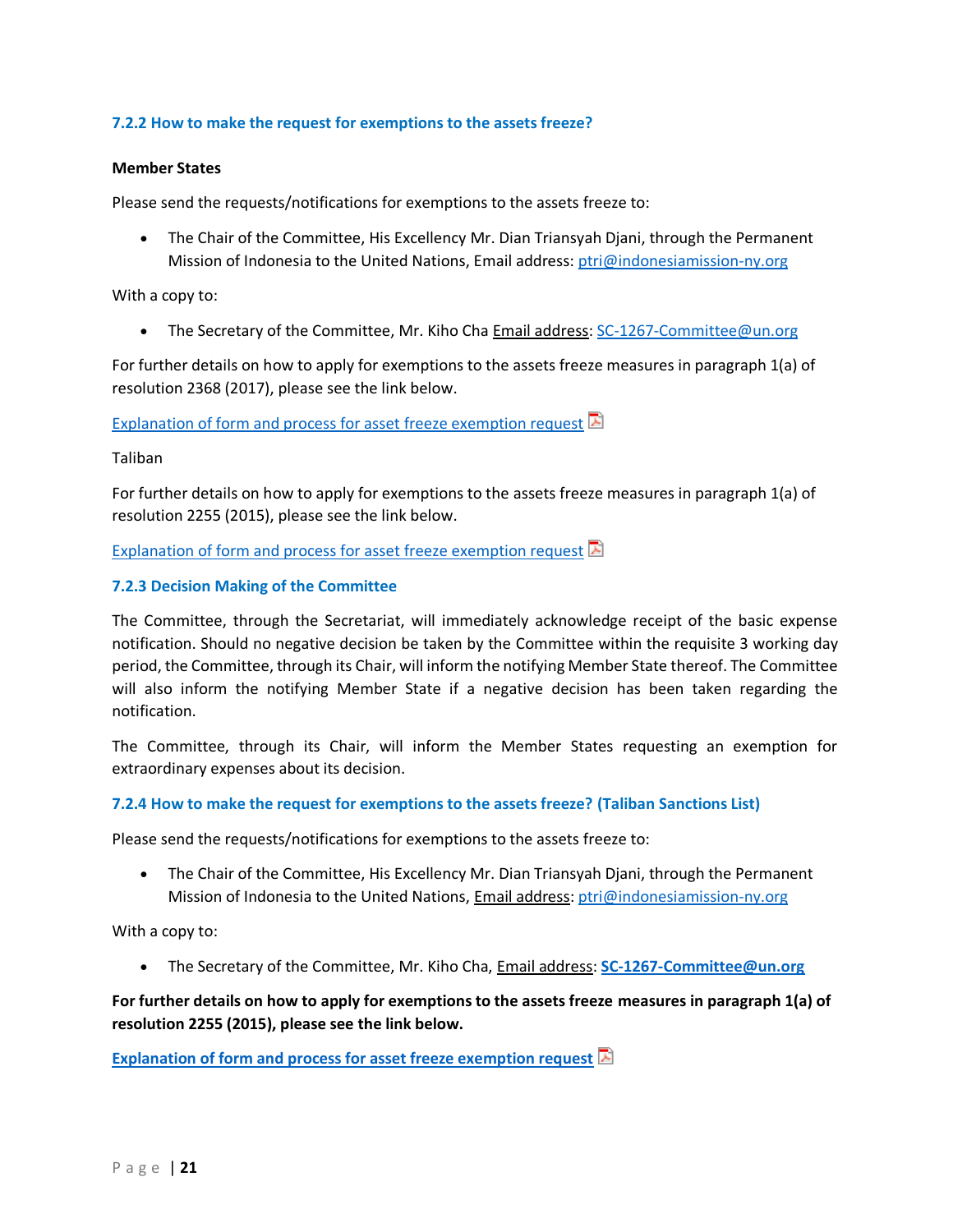### 7.2.2 How to make the request for exemptions to the assets freeze?

**Member States**

Please send the requests/notifications for exemptions to the assets freeze to:

- The Chair of the Committee, His Excellency Mr. Dian Triansyah Djani, through the Permanent Mission of Indonesia to the United Nations, Email address: ptri@indonesiamission-ny.org

With a copy to:

- The Secretary of the Committee, Mr. Kiho Cha Email address: SC-1267-Committee@un.org

For further details on how to apply for exemptions to the assets freeze measures in paragraph 1(a) of resolution 2368 (2017), please see the link below.

Explanation of form and process for asset freeze exemption request

Taliban

For further details on how to apply for exemptions to the assets freeze measures in paragraph 1(a) of resolution 2255 (2015), please see the link below.

Explanation of form and process for asset freeze exemption request

### 7.2.3 Decision Making of the Committee

The Committee, through the Secretariat, will immediately acknowledge receipt of the basic expense notification. Should no negative decision be taken by the Committee within the requisite 3 working day period, the Committee, through its Chair, will inform the notifying Member State thereof. The Committee will also inform the notifying Member State if a negative decision has been taken regarding the notification.

The Committee, through its Chair, will inform the Member States requesting an exemption for extraordinary expenses about its decision.

### 7.2.4 How to make the request for exemptions to the assets freeze? (Taliban Sanctions List)

Please send the requests/notifications for exemptions to the assets freeze to:

- The Chair of the Committee, His Excellency Mr. Dian Triansyah Djani, through the Permanent Mission of Indonesia to the United Nations, Email address: ptri@indonesiamission-ny.org

With a copy to:

- The Secretary of the Committee, Mr. Kiho Cha, Email address: **SC-1267-Committee@un.org**

**For further details on how to apply for exemptions to the assets freeze measures in paragraph 1(a) of resolution 2255 (2015), please see the link below.**

**Explanation of form and process for asset freeze exemption request**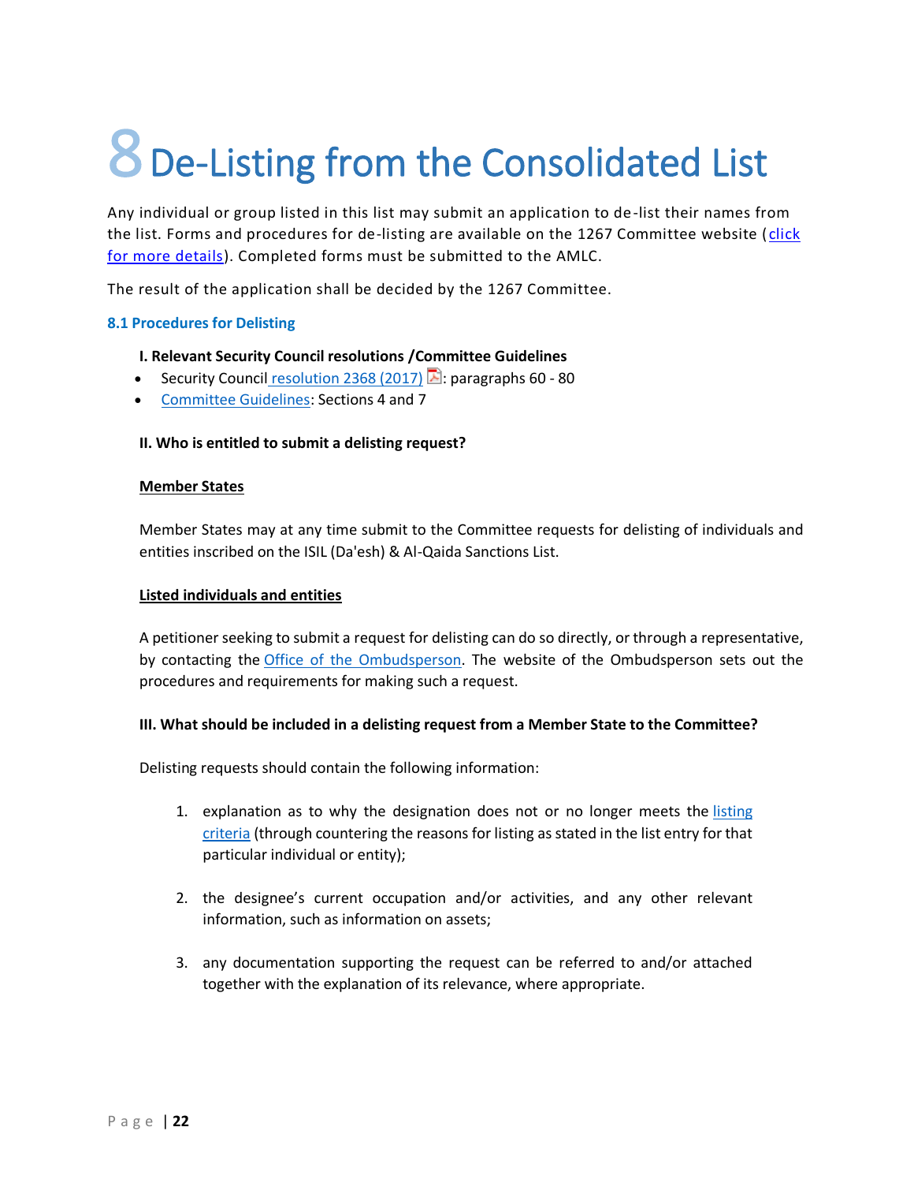# 8 De-Listing from the Consolidated List

Any individual or group listed in this list may submit an application to de-list their names from the list. Forms and procedures for de-listing are available on the 1267 Committee website (click for more details). Completed forms must be submitted to the AMLC.

The result of the application shall be decided by the 1267 Committee.

## 8.1 Procedures for Delisting

**I. Relevant Security Council resolutions /Committee Guidelines**

- Security Council resolution 2368 (2017): paragraphs 60 - 80
- Committee Guidelines: Sections 4 and 7

**II. Who is entitled to submit a delisting request?**

**Member States**

Member States may at any time submit to the Committee requests for delisting of individuals and entities inscribed on the ISIL (Da'esh) & Al-Qaida Sanctions List.

**Listed individuals and entities**

A petitioner seeking to submit a request for delisting can do so directly, or through a representative, by contacting the Office of the Ombudsperson. The website of the Ombudsperson sets out the procedures and requirements for making such a request.

**III. What should be included in a delisting request from a Member State to the Committee?**

Delisting requests should contain the following information:

1. explanation as to why the designation does not or no longer meets the listing criteria (through countering the reasons for listing as stated in the list entry for that particular individual or entity);
2. the designee's current occupation and/or activities, and any other relevant information, such as information on assets;
3. any documentation supporting the request can be referred to and/or attached together with the explanation of its relevance, where appropriate.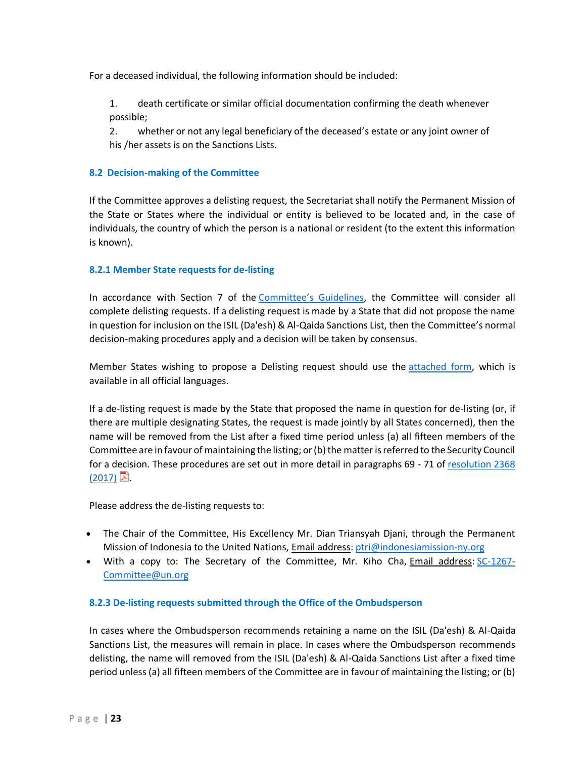For a deceased individual, the following information should be included:

1. death certificate or similar official documentation confirming the death whenever possible;
2. whether or not any legal beneficiary of the deceased's estate or any joint owner of his /her assets is on the Sanctions Lists.

### 8.2 Decision-making of the Committee

If the Committee approves a delisting request, the Secretariat shall notify the Permanent Mission of the State or States where the individual or entity is believed to be located and, in the case of individuals, the country of which the person is a national or resident (to the extent this information is known).

#### 8.2.1 Member State requests for de-listing

In accordance with Section 7 of the Committee's Guidelines, the Committee will consider all complete delisting requests. If a delisting request is made by a State that did not propose the name in question for inclusion on the ISIL (Da'esh) & Al-Qaida Sanctions List, then the Committee's normal decision-making procedures apply and a decision will be taken by consensus.

Member States wishing to propose a Delisting request should use the attached form, which is available in all official languages.

If a de-listing request is made by the State that proposed the name in question for de-listing (or, if there are multiple designating States, the request is made jointly by all States concerned), then the name will be removed from the List after a fixed time period unless (a) all fifteen members of the Committee are in favour of maintaining the listing; or (b) the matter is referred to the Security Council for a decision. These procedures are set out in more detail in paragraphs 69 - 71 of resolution 2368 (2017).

Please address the de-listing requests to:

- The Chair of the Committee, His Excellency Mr. Dian Triansyah Djani, through the Permanent Mission of Indonesia to the United Nations, Email address: ptri@indonesiamission-ny.org
- With a copy to: The Secretary of the Committee, Mr. Kiho Cha, Email address: SC-1267-Committee@un.org

#### 8.2.3 De-listing requests submitted through the Office of the Ombudsperson

In cases where the Ombudsperson recommends retaining a name on the ISIL (Da'esh) & Al-Qaida Sanctions List, the measures will remain in place. In cases where the Ombudsperson recommends delisting, the name will removed from the ISIL (Da'esh) & Al-Qaida Sanctions List after a fixed time period unless (a) all fifteen members of the Committee are in favour of maintaining the listing; or (b)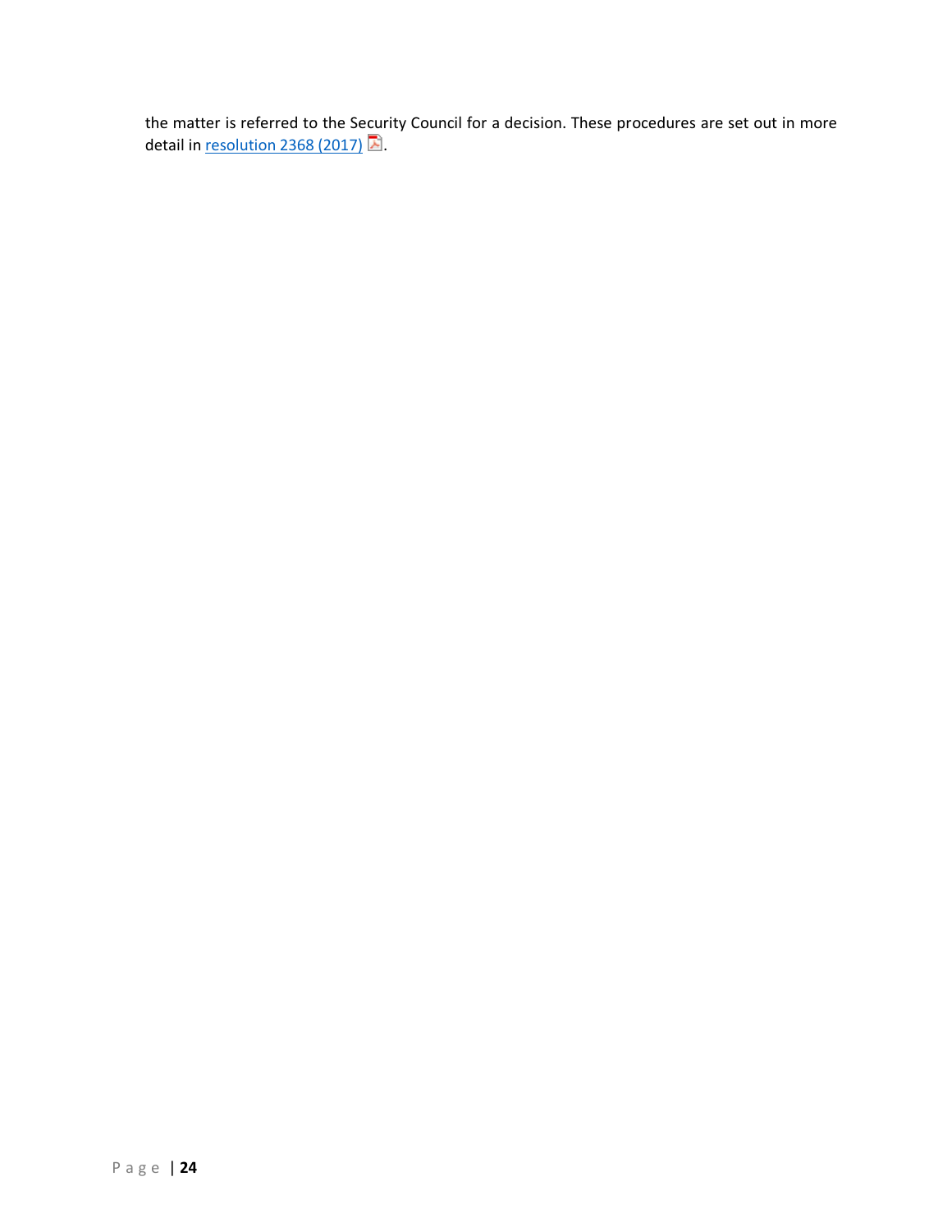the matter is referred to the Security Council for a decision. These procedures are set out in more detail in resolution 2368 (2017).